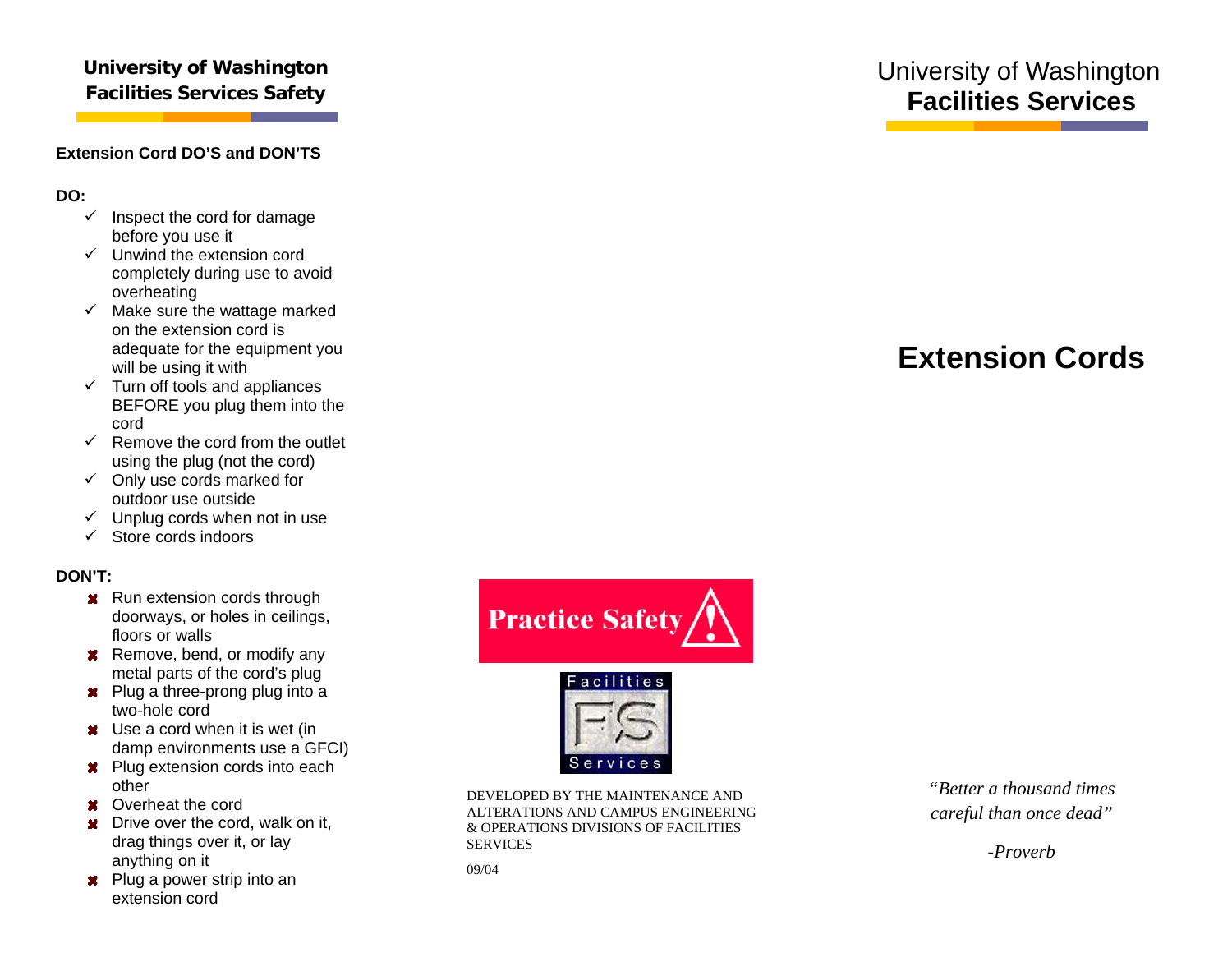# University of Washington Facilities Services Safety

## Extension Cord DO'S and DON'TS

**DO:**

- ✓ Inspect the cord for damage before you use it
- ✓ Unwind the extension cord completely during use to avoid overheating
- ✓ Make sure the wattage marked on the extension cord is adequate for the equipment you will be using it with
- ✓ Turn off tools and appliances BEFORE you plug them into the cord
- ✓ Remove the cord from the outlet using the plug (not the cord)
- ✓ Only use cords marked for outdoor use outside
- ✓ Unplug cords when not in use
- ✓ Store cords indoors

**DON'T:**

- ✖ Run extension cords through doorways, or holes in ceilings, floors or walls
- ✖ Remove, bend, or modify any metal parts of the cord's plug
- ✖ Plug a three-prong plug into a two-hole cord
- ✖ Use a cord when it is wet (in damp environments use a GFCI)
- ✖ Plug extension cords into each other
- ✖ Overheat the cord
- ✖ Drive over the cord, walk on it, drag things over it, or lay anything on it
- ✖ Plug a power strip into an extension cord

**Practice Safety**

Facilities FS Services

DEVELOPED BY THE MAINTENANCE AND ALTERATIONS AND CAMPUS ENGINEERING & OPERATIONS DIVISIONS OF FACILITIES SERVICES

09/04

University of Washington
**Facilities Services**

# Extension Cords

*"Better a thousand times careful than once dead"*

*-Proverb*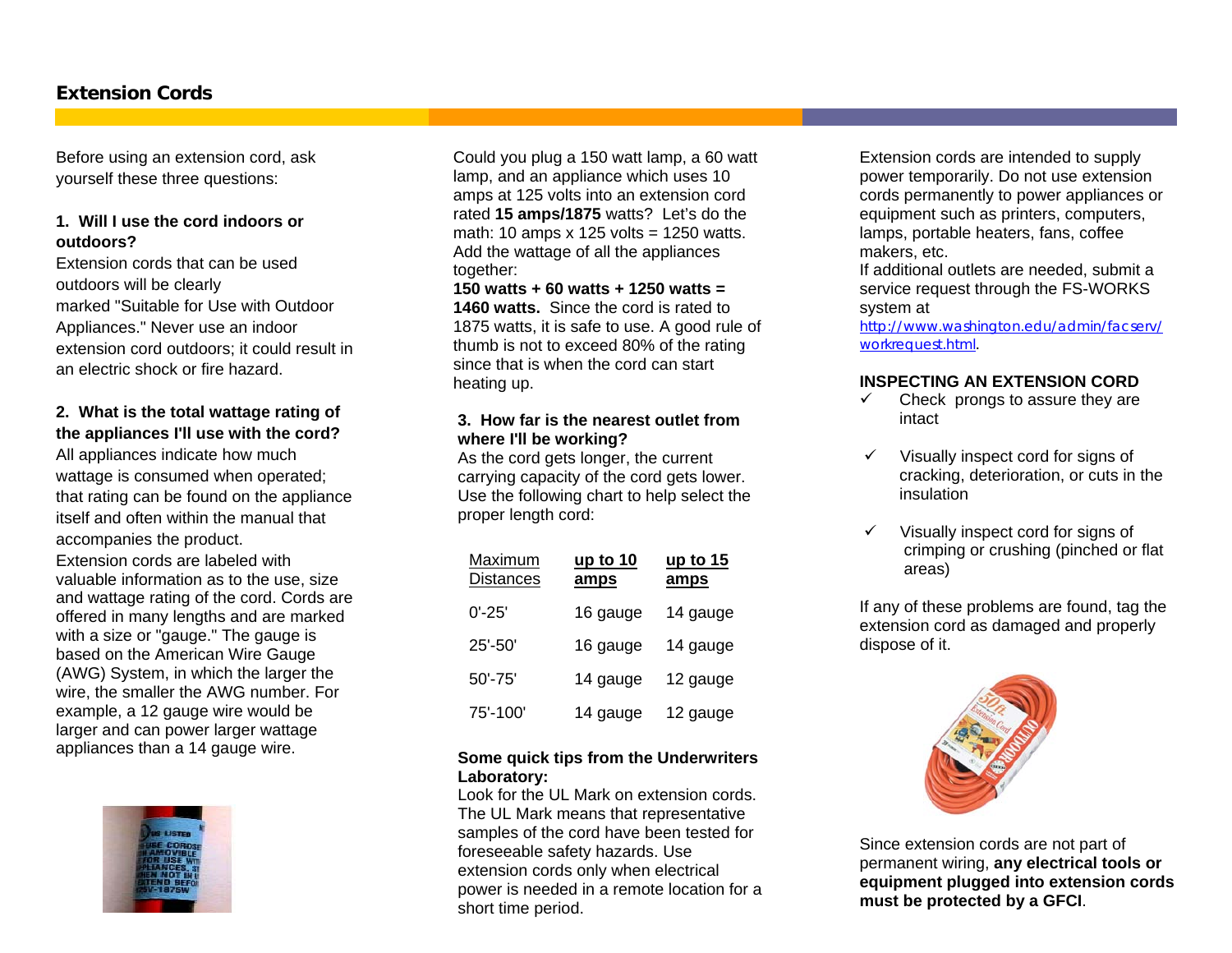## Extension Cords

Before using an extension cord, ask yourself these three questions:

**1. Will I use the cord indoors or outdoors?**

Extension cords that can be used outdoors will be clearly marked "Suitable for Use with Outdoor Appliances." Never use an indoor extension cord outdoors; it could result in an electric shock or fire hazard.

**2. What is the total wattage rating of the appliances I'll use with the cord?**

All appliances indicate how much wattage is consumed when operated; that rating can be found on the appliance itself and often within the manual that accompanies the product.

Extension cords are labeled with valuable information as to the use, size and wattage rating of the cord. Cords are offered in many lengths and are marked with a size or "gauge." The gauge is based on the American Wire Gauge (AWG) System, in which the larger the wire, the smaller the AWG number. For example, a 12 gauge wire would be larger and can power larger wattage appliances than a 14 gauge wire.

Could you plug a 150 watt lamp, a 60 watt lamp, and an appliance which uses 10 amps at 125 volts into an extension cord rated **15 amps/1875** watts? Let's do the math: 10 amps x 125 volts = 1250 watts. Add the wattage of all the appliances together:

**150 watts + 60 watts + 1250 watts = 1460 watts.** Since the cord is rated to 1875 watts, it is safe to use. A good rule of thumb is not to exceed 80% of the rating since that is when the cord can start heating up.

**3. How far is the nearest outlet from where I'll be working?**

As the cord gets longer, the current carrying capacity of the cord gets lower. Use the following chart to help select the proper length cord:

| Maximum Distances | up to 10 amps | up to 15 amps |
|---|---|---|
| 0'-25' | 16 gauge | 14 gauge |
| 25'-50' | 16 gauge | 14 gauge |
| 50'-75' | 14 gauge | 12 gauge |
| 75'-100' | 14 gauge | 12 gauge |

**Some quick tips from the Underwriters Laboratory:**

Look for the UL Mark on extension cords. The UL Mark means that representative samples of the cord have been tested for foreseeable safety hazards. Use extension cords only when electrical power is needed in a remote location for a short time period.

Extension cords are intended to supply power temporarily. Do not use extension cords permanently to power appliances or equipment such as printers, computers, lamps, portable heaters, fans, coffee makers, etc.

If additional outlets are needed, submit a service request through the FS-WORKS system at http://www.washington.edu/admin/facserv/workrequest.html.

**INSPECTING AN EXTENSION CORD**

- ✓ Check prongs to assure they are intact
- ✓ Visually inspect cord for signs of cracking, deterioration, or cuts in the insulation
- ✓ Visually inspect cord for signs of crimping or crushing (pinched or flat areas)

If any of these problems are found, tag the extension cord as damaged and properly dispose of it.

Since extension cords are not part of permanent wiring, **any electrical tools or equipment plugged into extension cords must be protected by a GFCI**.